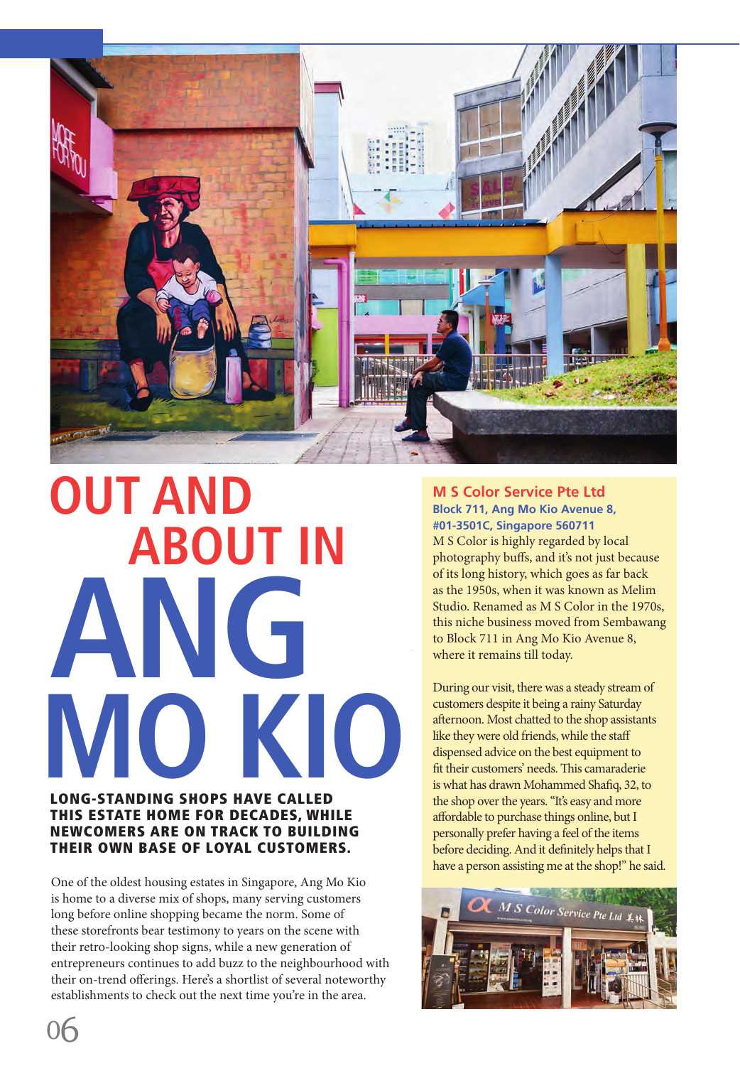# OUT AND ABOUT IN ANG MO KIO

**LONG-STANDING SHOPS HAVE CALLED THIS ESTATE HOME FOR DECADES, WHILE NEWCOMERS ARE ON TRACK TO BUILDING THEIR OWN BASE OF LOYAL CUSTOMERS.**

One of the oldest housing estates in Singapore, Ang Mo Kio is home to a diverse mix of shops, many serving customers long before online shopping became the norm. Some of these storefronts bear testimony to years on the scene with their retro-looking shop signs, while a new generation of entrepreneurs continues to add buzz to the neighbourhood with their on-trend offerings. Here's a shortlist of several noteworthy establishments to check out the next time you're in the area.

## M S Color Service Pte Ltd

**Block 711, Ang Mo Kio Avenue 8, #01-3501C, Singapore 560711**

M S Color is highly regarded by local photography buffs, and it's not just because of its long history, which goes as far back as the 1950s, when it was known as Melim Studio. Renamed as M S Color in the 1970s, this niche business moved from Sembawang to Block 711 in Ang Mo Kio Avenue 8, where it remains till today.

During our visit, there was a steady stream of customers despite it being a rainy Saturday afternoon. Most chatted to the shop assistants like they were old friends, while the staff dispensed advice on the best equipment to fit their customers' needs. This camaraderie is what has drawn Mohammed Shafiq, 32, to the shop over the years. "It's easy and more affordable to purchase things online, but I personally prefer having a feel of the items before deciding. And it definitely helps that I have a person assisting me at the shop!" he said.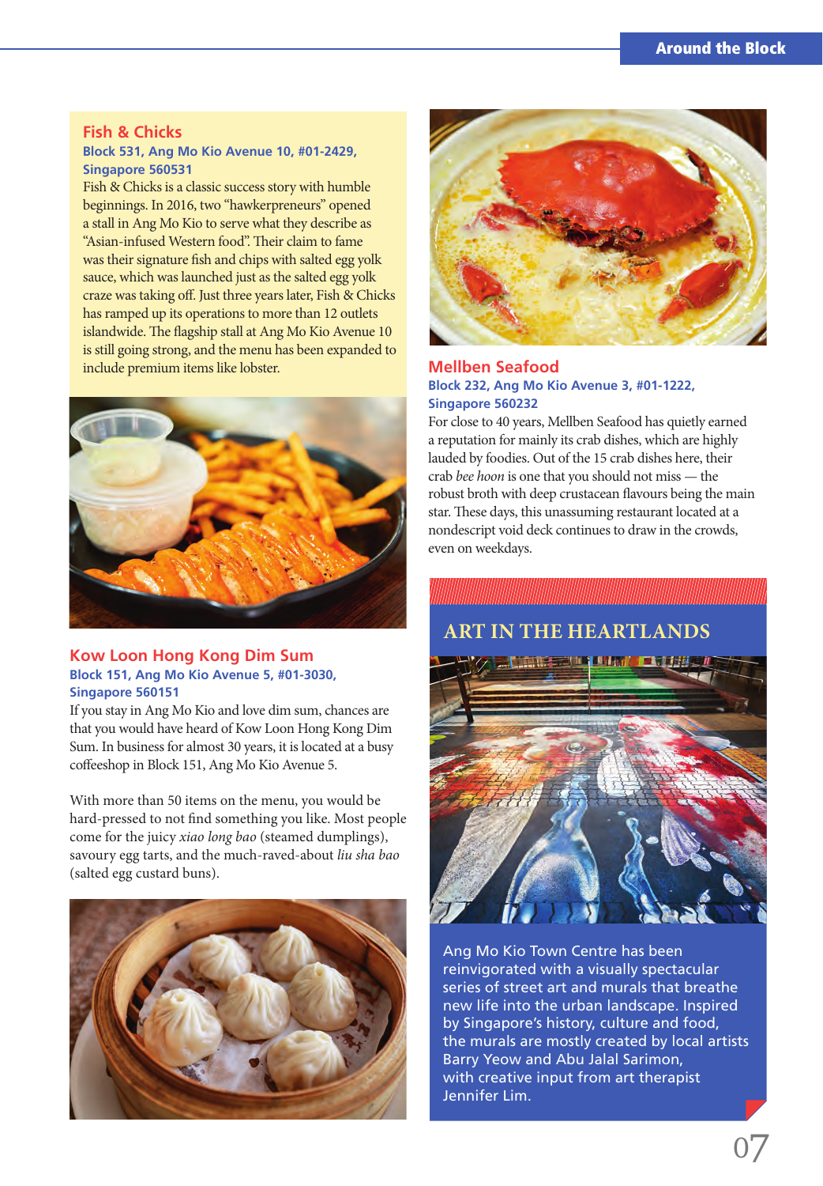## Fish & Chicks

**Block 531, Ang Mo Kio Avenue 10, #01-2429, Singapore 560531**

Fish & Chicks is a classic success story with humble beginnings. In 2016, two "hawkerpreneurs" opened a stall in Ang Mo Kio to serve what they describe as "Asian-infused Western food". Their claim to fame was their signature fish and chips with salted egg yolk sauce, which was launched just as the salted egg yolk craze was taking off. Just three years later, Fish & Chicks has ramped up its operations to more than 12 outlets islandwide. The flagship stall at Ang Mo Kio Avenue 10 is still going strong, and the menu has been expanded to include premium items like lobster.

## Kow Loon Hong Kong Dim Sum

**Block 151, Ang Mo Kio Avenue 5, #01-3030, Singapore 560151**

If you stay in Ang Mo Kio and love dim sum, chances are that you would have heard of Kow Loon Hong Kong Dim Sum. In business for almost 30 years, it is located at a busy coffeeshop in Block 151, Ang Mo Kio Avenue 5.

With more than 50 items on the menu, you would be hard-pressed to not find something you like. Most people come for the juicy *xiao long bao* (steamed dumplings), savoury egg tarts, and the much-raved-about *liu sha bao* (salted egg custard buns).

## Mellben Seafood

**Block 232, Ang Mo Kio Avenue 3, #01-1222, Singapore 560232**

For close to 40 years, Mellben Seafood has quietly earned a reputation for mainly its crab dishes, which are highly lauded by foodies. Out of the 15 crab dishes here, their crab *bee hoon* is one that you should not miss — the robust broth with deep crustacean flavours being the main star. These days, this unassuming restaurant located at a nondescript void deck continues to draw in the crowds, even on weekdays.

## ART IN THE HEARTLANDS

Ang Mo Kio Town Centre has been reinvigorated with a visually spectacular series of street art and murals that breathe new life into the urban landscape. Inspired by Singapore's history, culture and food, the murals are mostly created by local artists Barry Yeow and Abu Jalal Sarimon, with creative input from art therapist Jennifer Lim.